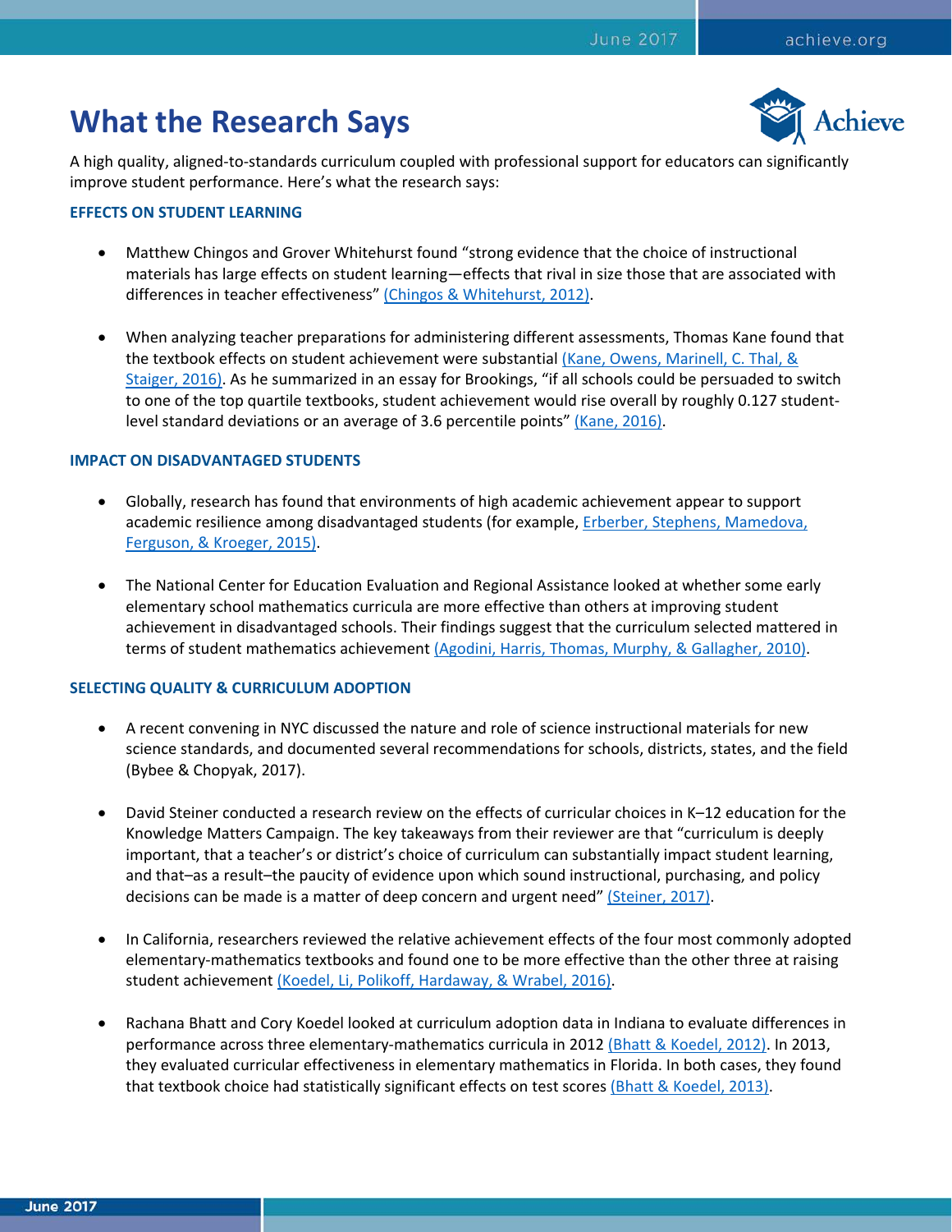# What the Research Says

A high quality, aligned-to-standards curriculum coupled with professional support for educators can significantly improve student performance. Here's what the research says:

### EFFECTS ON STUDENT LEARNING

- Matthew Chingos and Grover Whitehurst found "strong evidence that the choice of instructional materials has large effects on student learning—effects that rival in size those that are associated with differences in teacher effectiveness" (Chingos & Whitehurst, 2012).

- When analyzing teacher preparations for administering different assessments, Thomas Kane found that the textbook effects on student achievement were substantial (Kane, Owens, Marinell, C. Thal, & Staiger, 2016). As he summarized in an essay for Brookings, "if all schools could be persuaded to switch to one of the top quartile textbooks, student achievement would rise overall by roughly 0.127 student-level standard deviations or an average of 3.6 percentile points" (Kane, 2016).

### IMPACT ON DISADVANTAGED STUDENTS

- Globally, research has found that environments of high academic achievement appear to support academic resilience among disadvantaged students (for example, Erberber, Stephens, Mamedova, Ferguson, & Kroeger, 2015).

- The National Center for Education Evaluation and Regional Assistance looked at whether some early elementary school mathematics curricula are more effective than others at improving student achievement in disadvantaged schools. Their findings suggest that the curriculum selected mattered in terms of student mathematics achievement (Agodini, Harris, Thomas, Murphy, & Gallagher, 2010).

### SELECTING QUALITY & CURRICULUM ADOPTION

- A recent convening in NYC discussed the nature and role of science instructional materials for new science standards, and documented several recommendations for schools, districts, states, and the field (Bybee & Chopyak, 2017).

- David Steiner conducted a research review on the effects of curricular choices in K–12 education for the Knowledge Matters Campaign. The key takeaways from their reviewer are that "curriculum is deeply important, that a teacher's or district's choice of curriculum can substantially impact student learning, and that–as a result–the paucity of evidence upon which sound instructional, purchasing, and policy decisions can be made is a matter of deep concern and urgent need" (Steiner, 2017).

- In California, researchers reviewed the relative achievement effects of the four most commonly adopted elementary-mathematics textbooks and found one to be more effective than the other three at raising student achievement (Koedel, Li, Polikoff, Hardaway, & Wrabel, 2016).

- Rachana Bhatt and Cory Koedel looked at curriculum adoption data in Indiana to evaluate differences in performance across three elementary-mathematics curricula in 2012 (Bhatt & Koedel, 2012). In 2013, they evaluated curricular effectiveness in elementary mathematics in Florida. In both cases, they found that textbook choice had statistically significant effects on test scores (Bhatt & Koedel, 2013).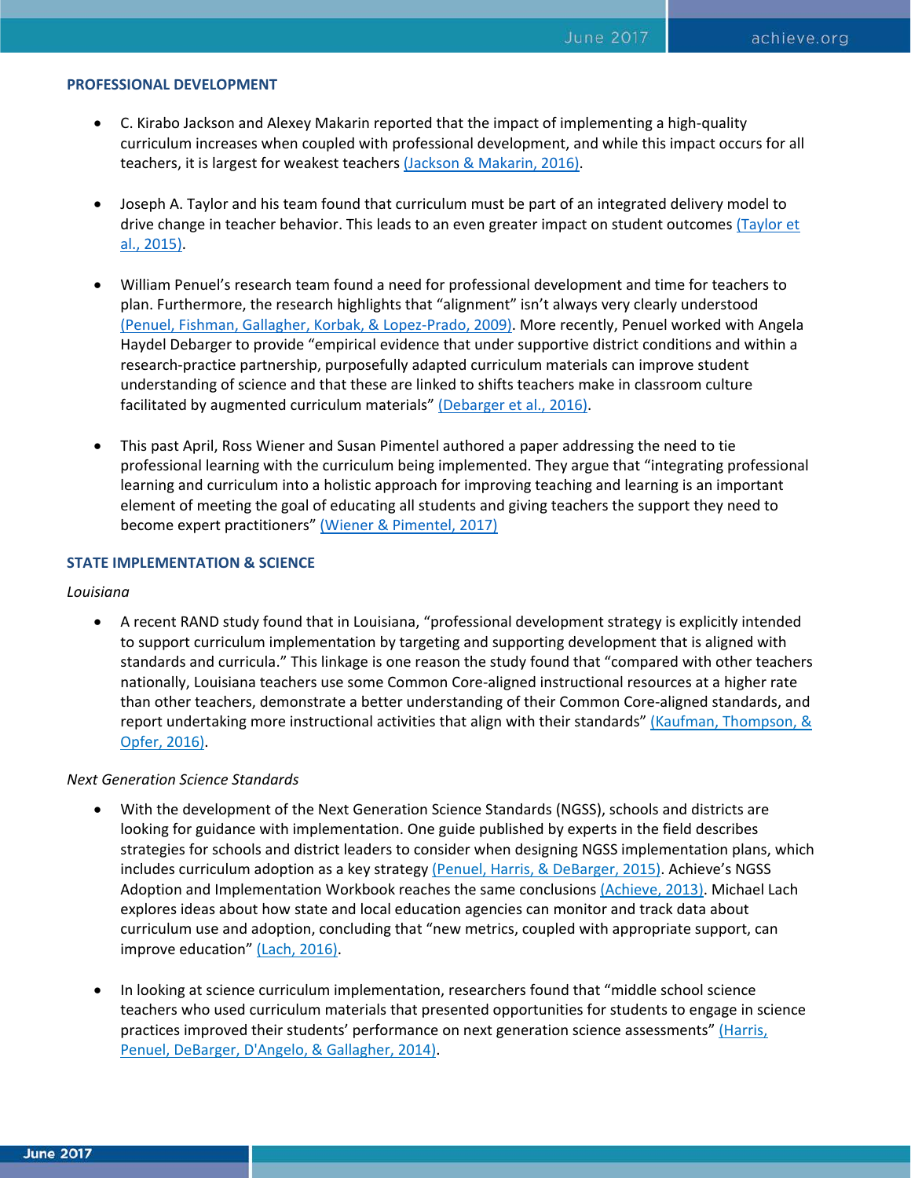### PROFESSIONAL DEVELOPMENT

- C. Kirabo Jackson and Alexey Makarin reported that the impact of implementing a high-quality curriculum increases when coupled with professional development, and while this impact occurs for all teachers, it is largest for weakest teachers (Jackson & Makarin, 2016).

- Joseph A. Taylor and his team found that curriculum must be part of an integrated delivery model to drive change in teacher behavior. This leads to an even greater impact on student outcomes (Taylor et al., 2015).

- William Penuel's research team found a need for professional development and time for teachers to plan. Furthermore, the research highlights that "alignment" isn't always very clearly understood (Penuel, Fishman, Gallagher, Korbak, & Lopez-Prado, 2009). More recently, Penuel worked with Angela Haydel Debarger to provide "empirical evidence that under supportive district conditions and within a research-practice partnership, purposefully adapted curriculum materials can improve student understanding of science and that these are linked to shifts teachers make in classroom culture facilitated by augmented curriculum materials" (Debarger et al., 2016).

- This past April, Ross Wiener and Susan Pimentel authored a paper addressing the need to tie professional learning with the curriculum being implemented. They argue that "integrating professional learning and curriculum into a holistic approach for improving teaching and learning is an important element of meeting the goal of educating all students and giving teachers the support they need to become expert practitioners" (Wiener & Pimentel, 2017)

### STATE IMPLEMENTATION & SCIENCE

*Louisiana*

- A recent RAND study found that in Louisiana, "professional development strategy is explicitly intended to support curriculum implementation by targeting and supporting development that is aligned with standards and curricula." This linkage is one reason the study found that "compared with other teachers nationally, Louisiana teachers use some Common Core-aligned instructional resources at a higher rate than other teachers, demonstrate a better understanding of their Common Core-aligned standards, and report undertaking more instructional activities that align with their standards" (Kaufman, Thompson, & Opfer, 2016).

*Next Generation Science Standards*

- With the development of the Next Generation Science Standards (NGSS), schools and districts are looking for guidance with implementation. One guide published by experts in the field describes strategies for schools and district leaders to consider when designing NGSS implementation plans, which includes curriculum adoption as a key strategy (Penuel, Harris, & DeBarger, 2015). Achieve's NGSS Adoption and Implementation Workbook reaches the same conclusions (Achieve, 2013). Michael Lach explores ideas about how state and local education agencies can monitor and track data about curriculum use and adoption, concluding that "new metrics, coupled with appropriate support, can improve education" (Lach, 2016).

- In looking at science curriculum implementation, researchers found that "middle school science teachers who used curriculum materials that presented opportunities for students to engage in science practices improved their students' performance on next generation science assessments" (Harris, Penuel, DeBarger, D'Angelo, & Gallagher, 2014).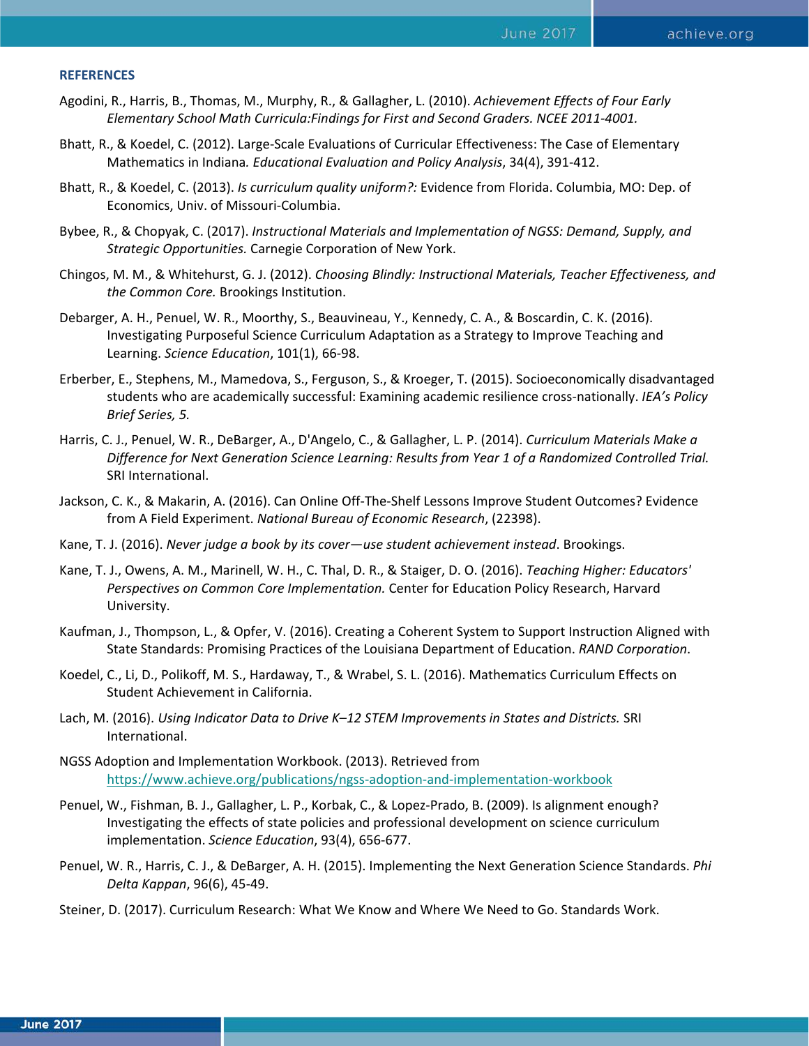## REFERENCES

Agodini, R., Harris, B., Thomas, M., Murphy, R., & Gallagher, L. (2010). *Achievement Effects of Four Early Elementary School Math Curricula:Findings for First and Second Graders. NCEE 2011-4001.*

Bhatt, R., & Koedel, C. (2012). Large-Scale Evaluations of Curricular Effectiveness: The Case of Elementary Mathematics in Indiana*. Educational Evaluation and Policy Analysis*, 34(4), 391-412.

Bhatt, R., & Koedel, C. (2013). *Is curriculum quality uniform?:* Evidence from Florida. Columbia, MO: Dep. of Economics, Univ. of Missouri-Columbia.

Bybee, R., & Chopyak, C. (2017). *Instructional Materials and Implementation of NGSS: Demand, Supply, and Strategic Opportunities.* Carnegie Corporation of New York.

Chingos, M. M., & Whitehurst, G. J. (2012). *Choosing Blindly: Instructional Materials, Teacher Effectiveness, and the Common Core.* Brookings Institution.

Debarger, A. H., Penuel, W. R., Moorthy, S., Beauvineau, Y., Kennedy, C. A., & Boscardin, C. K. (2016). Investigating Purposeful Science Curriculum Adaptation as a Strategy to Improve Teaching and Learning. *Science Education*, 101(1), 66-98.

Erberber, E., Stephens, M., Mamedova, S., Ferguson, S., & Kroeger, T. (2015). Socioeconomically disadvantaged students who are academically successful: Examining academic resilience cross-nationally. *IEA's Policy Brief Series, 5.*

Harris, C. J., Penuel, W. R., DeBarger, A., D'Angelo, C., & Gallagher, L. P. (2014). *Curriculum Materials Make a Difference for Next Generation Science Learning: Results from Year 1 of a Randomized Controlled Trial.* SRI International.

Jackson, C. K., & Makarin, A. (2016). Can Online Off-The-Shelf Lessons Improve Student Outcomes? Evidence from A Field Experiment. *National Bureau of Economic Research*, (22398).

Kane, T. J. (2016). *Never judge a book by its cover—use student achievement instead*. Brookings.

Kane, T. J., Owens, A. M., Marinell, W. H., C. Thal, D. R., & Staiger, D. O. (2016). *Teaching Higher: Educators' Perspectives on Common Core Implementation.* Center for Education Policy Research, Harvard University.

Kaufman, J., Thompson, L., & Opfer, V. (2016). Creating a Coherent System to Support Instruction Aligned with State Standards: Promising Practices of the Louisiana Department of Education. *RAND Corporation*.

Koedel, C., Li, D., Polikoff, M. S., Hardaway, T., & Wrabel, S. L. (2016). Mathematics Curriculum Effects on Student Achievement in California.

Lach, M. (2016). *Using Indicator Data to Drive K–12 STEM Improvements in States and Districts.* SRI International.

NGSS Adoption and Implementation Workbook. (2013). Retrieved from https://www.achieve.org/publications/ngss-adoption-and-implementation-workbook

Penuel, W., Fishman, B. J., Gallagher, L. P., Korbak, C., & Lopez-Prado, B. (2009). Is alignment enough? Investigating the effects of state policies and professional development on science curriculum implementation. *Science Education*, 93(4), 656-677.

Penuel, W. R., Harris, C. J., & DeBarger, A. H. (2015). Implementing the Next Generation Science Standards. *Phi Delta Kappan*, 96(6), 45-49.

Steiner, D. (2017). Curriculum Research: What We Know and Where We Need to Go. Standards Work.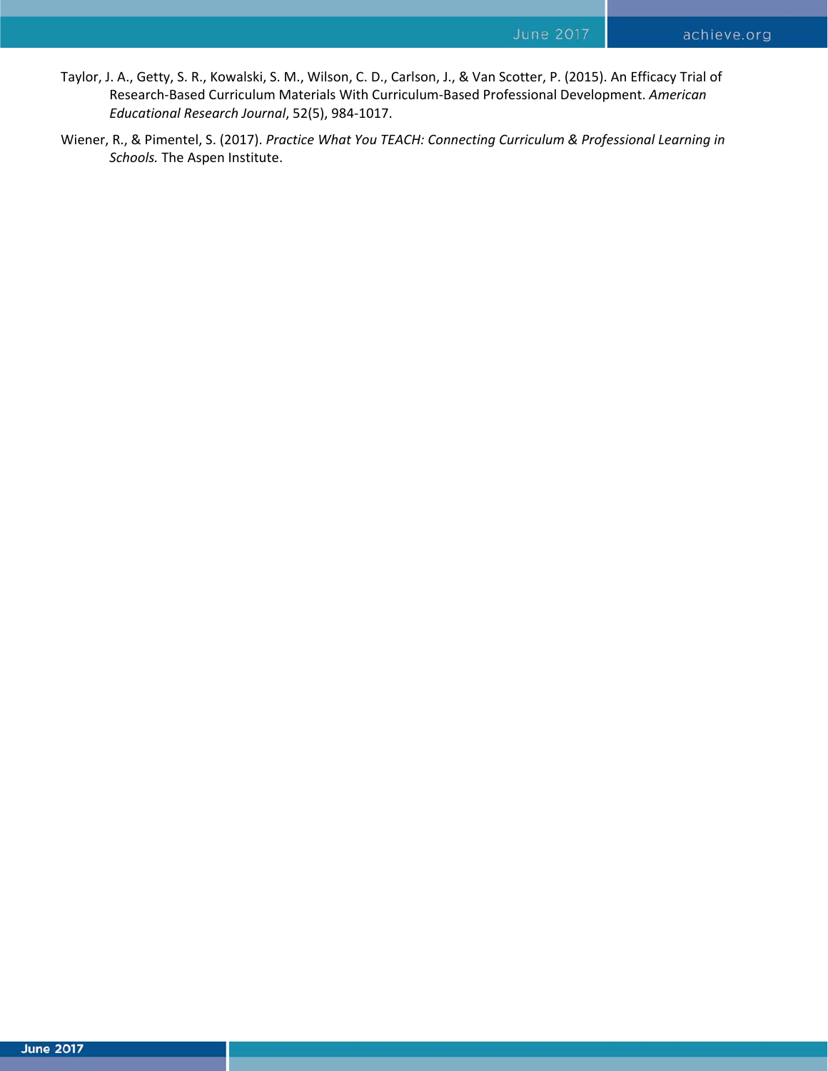Taylor, J. A., Getty, S. R., Kowalski, S. M., Wilson, C. D., Carlson, J., & Van Scotter, P. (2015). An Efficacy Trial of Research-Based Curriculum Materials With Curriculum-Based Professional Development. *American Educational Research Journal*, 52(5), 984-1017.

Wiener, R., & Pimentel, S. (2017). *Practice What You TEACH: Connecting Curriculum & Professional Learning in Schools.* The Aspen Institute.